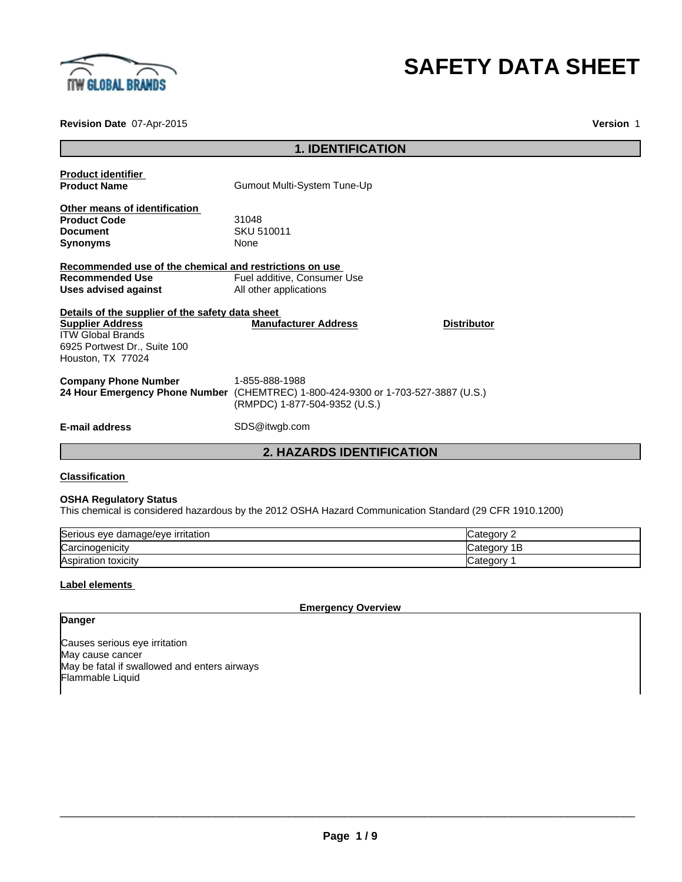# SAFETY DATA SHEET

**Revision Date** 07-Apr-2015 **Version** 1

## 1. IDENTIFICATION

**Product identifier**

**Product Name** Gumout Multi-System Tune-Up

**Other means of identification**

**Product Code** 31048

**Document** SKU 510011

**Synonyms** None

**Recommended use of the chemical and restrictions on use**

**Recommended Use** Fuel additive, Consumer Use

**Uses advised against** All other applications

**Details of the supplier of the safety data sheet**

**Supplier Address**
ITW Global Brands
6925 Portwest Dr., Suite 100
Houston, TX 77024

**Manufacturer Address**

**Distributor**

**Company Phone Number** 1-855-888-1988

**24 Hour Emergency Phone Number** (CHEMTREC) 1-800-424-9300 or 1-703-527-3887 (U.S.)
(RMPDC) 1-877-504-9352 (U.S.)

**E-mail address** SDS@itwgb.com

## 2. HAZARDS IDENTIFICATION

**Classification**

**OSHA Regulatory Status**

This chemical is considered hazardous by the 2012 OSHA Hazard Communication Standard (29 CFR 1910.1200)

| | |
|---|---|
| Serious eye damage/eye irritation | Category 2 |
| Carcinogenicity | Category 1B |
| Aspiration toxicity | Category 1 |

**Label elements**

**Emergency Overview**

**Danger**

Causes serious eye irritation
May cause cancer
May be fatal if swallowed and enters airways
Flammable Liquid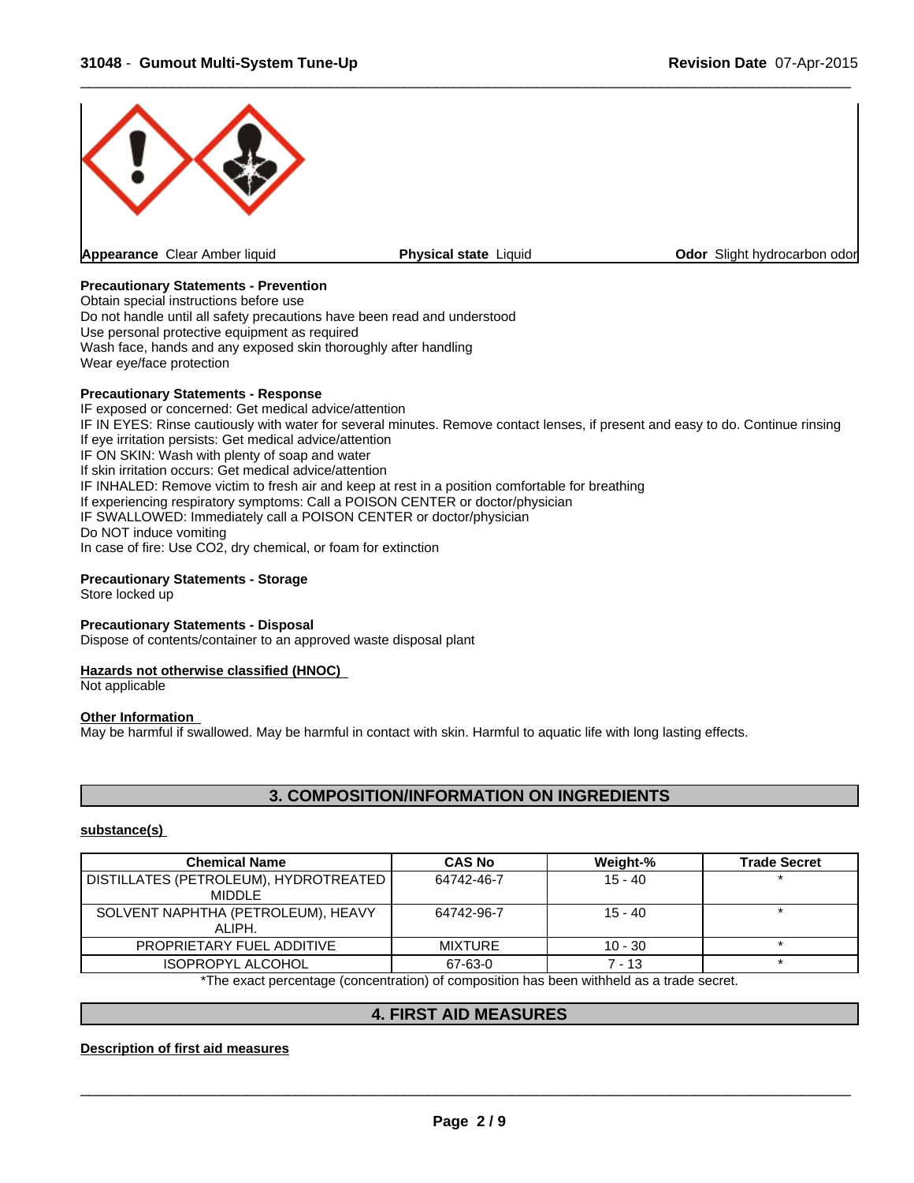**Appearance** Clear Amber liquid **Physical state** Liquid **Odor** Slight hydrocarbon odor

**Precautionary Statements - Prevention**

Obtain special instructions before use
Do not handle until all safety precautions have been read and understood
Use personal protective equipment as required
Wash face, hands and any exposed skin thoroughly after handling
Wear eye/face protection

**Precautionary Statements - Response**

IF exposed or concerned: Get medical advice/attention
IF IN EYES: Rinse cautiously with water for several minutes. Remove contact lenses, if present and easy to do. Continue rinsing
If eye irritation persists: Get medical advice/attention
IF ON SKIN: Wash with plenty of soap and water
If skin irritation occurs: Get medical advice/attention
IF INHALED: Remove victim to fresh air and keep at rest in a position comfortable for breathing
If experiencing respiratory symptoms: Call a POISON CENTER or doctor/physician
IF SWALLOWED: Immediately call a POISON CENTER or doctor/physician
Do NOT induce vomiting
In case of fire: Use $CO_2$, dry chemical, or foam for extinction

**Precautionary Statements - Storage**

Store locked up

**Precautionary Statements - Disposal**

Dispose of contents/container to an approved waste disposal plant

**Hazards not otherwise classified (HNOC)**

Not applicable

**Other Information**

May be harmful if swallowed. May be harmful in contact with skin. Harmful to aquatic life with long lasting effects.

## 3. COMPOSITION/INFORMATION ON INGREDIENTS

**substance(s)**

| Chemical Name | CAS No | Weight-% | Trade Secret |
|---|---|---|---|
| DISTILLATES (PETROLEUM), HYDROTREATED MIDDLE | 64742-46-7 | 15 - 40 | * |
| SOLVENT NAPHTHA (PETROLEUM), HEAVY ALIPH. | 64742-96-7 | 15 - 40 | * |
| PROPRIETARY FUEL ADDITIVE | MIXTURE | 10 - 30 | * |
| ISOPROPYL ALCOHOL | 67-63-0 | 7 - 13 | * |

*The exact percentage (concentration) of composition has been withheld as a trade secret.

## 4. FIRST AID MEASURES

**Description of first aid measures**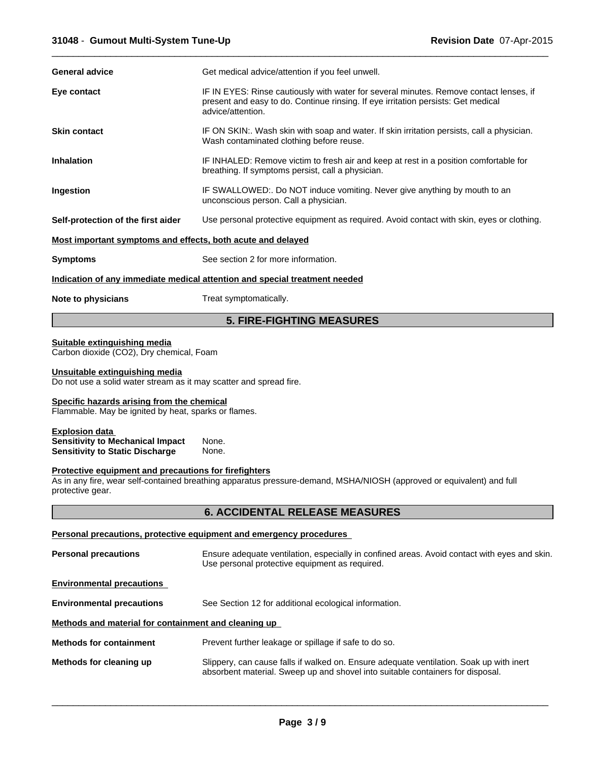**General advice** Get medical advice/attention if you feel unwell.

**Eye contact** IF IN EYES: Rinse cautiously with water for several minutes. Remove contact lenses, if present and easy to do. Continue rinsing. If eye irritation persists: Get medical advice/attention.

**Skin contact** IF ON SKIN:. Wash skin with soap and water. If skin irritation persists, call a physician. Wash contaminated clothing before reuse.

**Inhalation** IF INHALED: Remove victim to fresh air and keep at rest in a position comfortable for breathing. If symptoms persist, call a physician.

**Ingestion** IF SWALLOWED:. Do NOT induce vomiting. Never give anything by mouth to an unconscious person. Call a physician.

**Self-protection of the first aider** Use personal protective equipment as required. Avoid contact with skin, eyes or clothing.

**Most important symptoms and effects, both acute and delayed**

**Symptoms** See section 2 for more information.

**Indication of any immediate medical attention and special treatment needed**

**Note to physicians** Treat symptomatically.

## 5. FIRE-FIGHTING MEASURES

**Suitable extinguishing media**
Carbon dioxide ($CO_2$), Dry chemical, Foam

**Unsuitable extinguishing media**
Do not use a solid water stream as it may scatter and spread fire.

**Specific hazards arising from the chemical**
Flammable. May be ignited by heat, sparks or flames.

**Explosion data**
**Sensitivity to Mechanical Impact** None.
**Sensitivity to Static Discharge** None.

**Protective equipment and precautions for firefighters**
As in any fire, wear self-contained breathing apparatus pressure-demand, MSHA/NIOSH (approved or equivalent) and full protective gear.

## 6. ACCIDENTAL RELEASE MEASURES

**Personal precautions, protective equipment and emergency procedures**

**Personal precautions** Ensure adequate ventilation, especially in confined areas. Avoid contact with eyes and skin. Use personal protective equipment as required.

**Environmental precautions**

**Environmental precautions** See Section 12 for additional ecological information.

**Methods and material for containment and cleaning up**

**Methods for containment** Prevent further leakage or spillage if safe to do so.

**Methods for cleaning up** Slippery, can cause falls if walked on. Ensure adequate ventilation. Soak up with inert absorbent material. Sweep up and shovel into suitable containers for disposal.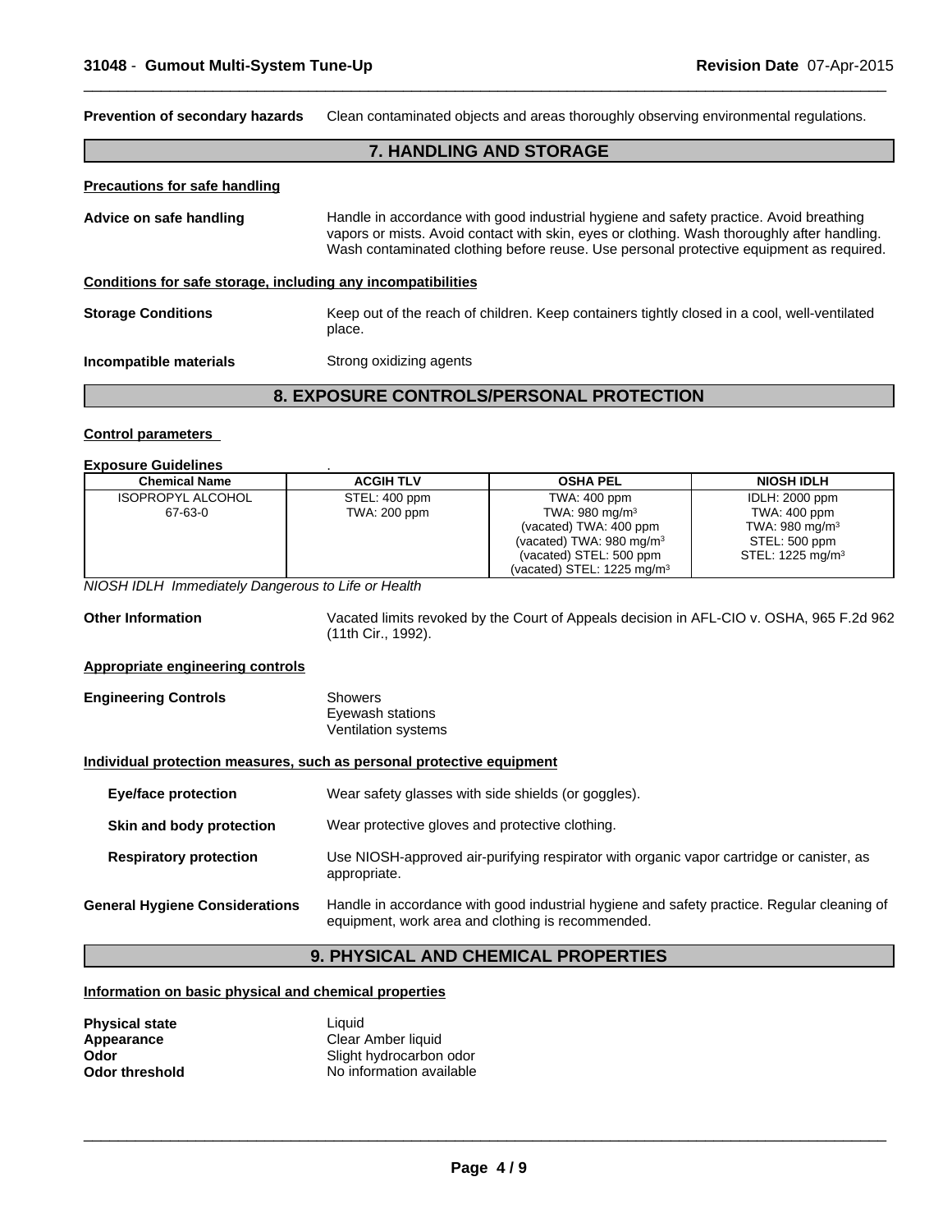**Prevention of secondary hazards** Clean contaminated objects and areas thoroughly observing environmental regulations.

## 7. HANDLING AND STORAGE

**Precautions for safe handling**

**Advice on safe handling** Handle in accordance with good industrial hygiene and safety practice. Avoid breathing vapors or mists. Avoid contact with skin, eyes or clothing. Wash thoroughly after handling. Wash contaminated clothing before reuse. Use personal protective equipment as required.

**Conditions for safe storage, including any incompatibilities**

**Storage Conditions** Keep out of the reach of children. Keep containers tightly closed in a cool, well-ventilated place.

**Incompatible materials** Strong oxidizing agents

## 8. EXPOSURE CONTROLS/PERSONAL PROTECTION

**Control parameters**

**Exposure Guidelines** .

| Chemical Name | ACGIH TLV | OSHA PEL | NIOSH IDLH |
|---|---|---|---|
| ISOPROPYL ALCOHOL<br>67-63-0 | STEL: 400 ppm<br>TWA: 200 ppm | TWA: 400 ppm<br>TWA: 980 mg/m³<br>(vacated) TWA: 400 ppm<br>(vacated) TWA: 980 mg/m³<br>(vacated) STEL: 500 ppm<br>(vacated) STEL: 1225 mg/m³ | IDLH: 2000 ppm<br>TWA: 400 ppm<br>TWA: 980 mg/m³<br>STEL: 500 ppm<br>STEL: 1225 mg/m³ |

*NIOSH IDLH Immediately Dangerous to Life or Health*

**Other Information** Vacated limits revoked by the Court of Appeals decision in AFL-CIO v. OSHA, 965 F.2d 962 (11th Cir., 1992).

**Appropriate engineering controls**

**Engineering Controls** Showers
Eyewash stations
Ventilation systems

**Individual protection measures, such as personal protective equipment**

**Eye/face protection** Wear safety glasses with side shields (or goggles).

**Skin and body protection** Wear protective gloves and protective clothing.

**Respiratory protection** Use NIOSH-approved air-purifying respirator with organic vapor cartridge or canister, as appropriate.

**General Hygiene Considerations** Handle in accordance with good industrial hygiene and safety practice. Regular cleaning of equipment, work area and clothing is recommended.

## 9. PHYSICAL AND CHEMICAL PROPERTIES

**Information on basic physical and chemical properties**

**Physical state** Liquid
**Appearance** Clear Amber liquid
**Odor** Slight hydrocarbon odor
**Odor threshold** No information available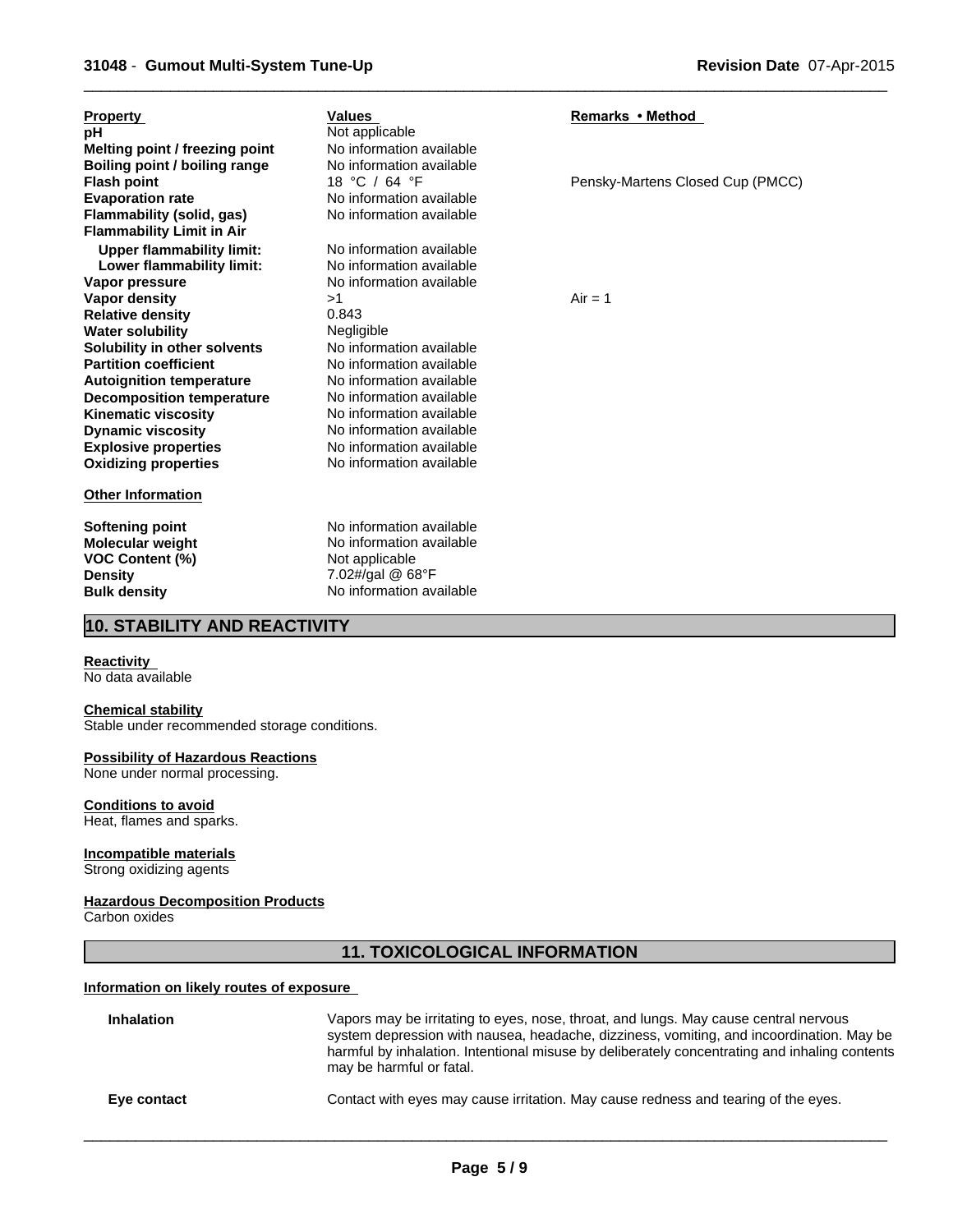| Property | Values | Remarks • Method |
|---|---|---|
| **pH** | Not applicable | |
| **Melting point / freezing point** | No information available | |
| **Boiling point / boiling range** | No information available | |
| **Flash point** | 18 °C / 64 °F | Pensky-Martens Closed Cup (PMCC) |
| **Evaporation rate** | No information available | |
| **Flammability (solid, gas)** | No information available | |
| **Flammability Limit in Air** | | |
| **Upper flammability limit:** | No information available | |
| **Lower flammability limit:** | No information available | |
| **Vapor pressure** | No information available | |
| **Vapor density** | >1 | Air = 1 |
| **Relative density** | 0.843 | |
| **Water solubility** | Negligible | |
| **Solubility in other solvents** | No information available | |
| **Partition coefficient** | No information available | |
| **Autoignition temperature** | No information available | |
| **Decomposition temperature** | No information available | |
| **Kinematic viscosity** | No information available | |
| **Dynamic viscosity** | No information available | |
| **Explosive properties** | No information available | |
| **Oxidizing properties** | No information available | |

**Other Information**

| | |
|---|---|
| **Softening point** | No information available |
| **Molecular weight** | No information available |
| **VOC Content (%)** | Not applicable |
| **Density** | 7.02#/gal @ 68°F |
| **Bulk density** | No information available |

## 10. STABILITY AND REACTIVITY

**Reactivity**
No data available

**Chemical stability**
Stable under recommended storage conditions.

**Possibility of Hazardous Reactions**
None under normal processing.

**Conditions to avoid**
Heat, flames and sparks.

**Incompatible materials**
Strong oxidizing agents

**Hazardous Decomposition Products**
Carbon oxides

## 11. TOXICOLOGICAL INFORMATION

**Information on likely routes of exposure**

**Inhalation** — Vapors may be irritating to eyes, nose, throat, and lungs. May cause central nervous system depression with nausea, headache, dizziness, vomiting, and incoordination. May be harmful by inhalation. Intentional misuse by deliberately concentrating and inhaling contents may be harmful or fatal.

**Eye contact** — Contact with eyes may cause irritation. May cause redness and tearing of the eyes.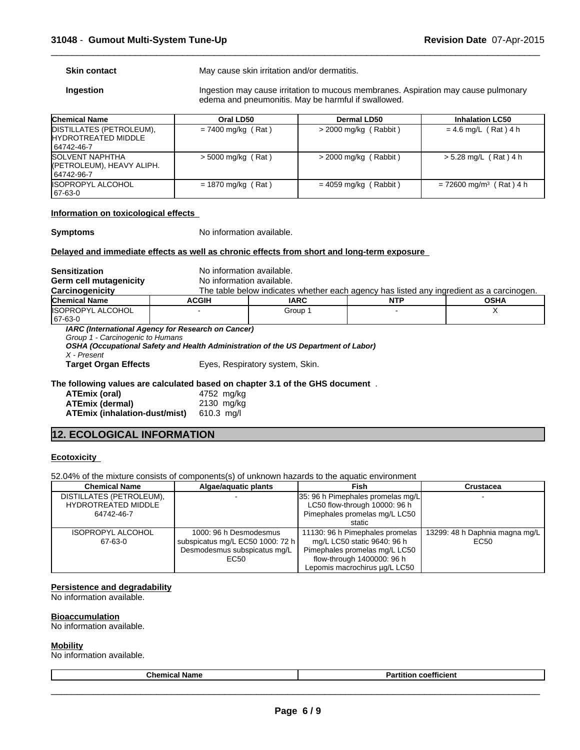**Skin contact** May cause skin irritation and/or dermatitis.

**Ingestion** Ingestion may cause irritation to mucous membranes. Aspiration may cause pulmonary edema and pneumonitis. May be harmful if swallowed.

| Chemical Name | Oral LD50 | Dermal LD50 | Inhalation LC50 |
|---|---|---|---|
| DISTILLATES (PETROLEUM), HYDROTREATED MIDDLE 64742-46-7 | = 7400 mg/kg ( Rat ) | > 2000 mg/kg ( Rabbit ) | = 4.6 mg/L ( Rat ) 4 h |
| SOLVENT NAPHTHA (PETROLEUM), HEAVY ALIPH. 64742-96-7 | > 5000 mg/kg ( Rat ) | > 2000 mg/kg ( Rabbit ) | > 5.28 mg/L ( Rat ) 4 h |
| ISOPROPYL ALCOHOL 67-63-0 | = 1870 mg/kg ( Rat ) | = 4059 mg/kg ( Rabbit ) | = 72600 mg/m$^3$ ( Rat ) 4 h |

**Information on toxicological effects**

**Symptoms** No information available.

**Delayed and immediate effects as well as chronic effects from short and long-term exposure**

**Sensitization** No information available.
**Germ cell mutagenicity** No information available.
**Carcinogenicity** The table below indicates whether each agency has listed any ingredient as a carcinogen.

| Chemical Name | ACGIH | IARC | NTP | OSHA |
|---|---|---|---|---|
| ISOPROPYL ALCOHOL 67-63-0 | - | Group 1 | - | X |

***IARC (International Agency for Research on Cancer)***
*Group 1 - Carcinogenic to Humans*
***OSHA (Occupational Safety and Health Administration of the US Department of Labor)***
*X - Present*

**Target Organ Effects** Eyes, Respiratory system, Skin.

**The following values are calculated based on chapter 3.1 of the GHS document** .

| | |
|---|---|
| **ATEmix (oral)** | 4752 mg/kg |
| **ATEmix (dermal)** | 2130 mg/kg |
| **ATEmix (inhalation-dust/mist)** | 610.3 mg/l |

## 12. ECOLOGICAL INFORMATION

**Ecotoxicity**

52.04% of the mixture consists of components(s) of unknown hazards to the aquatic environment

| Chemical Name | Algae/aquatic plants | Fish | Crustacea |
|---|---|---|---|
| DISTILLATES (PETROLEUM), HYDROTREATED MIDDLE 64742-46-7 | - | 35: 96 h Pimephales promelas mg/L LC50 flow-through 10000: 96 h Pimephales promelas mg/L LC50 static | - |
| ISOPROPYL ALCOHOL 67-63-0 | 1000: 96 h Desmodesmus subspicatus mg/L EC50 1000: 72 h Desmodesmus subspicatus mg/L EC50 | 11130: 96 h Pimephales promelas mg/L LC50 static 9640: 96 h Pimephales promelas mg/L LC50 flow-through 1400000: 96 h Lepomis macrochirus µg/L LC50 | 13299: 48 h Daphnia magna mg/L EC50 |

**Persistence and degradability**
No information available.

**Bioaccumulation**
No information available.

**Mobility**
No information available.

| Chemical Name | Partition coefficient |
|---|---|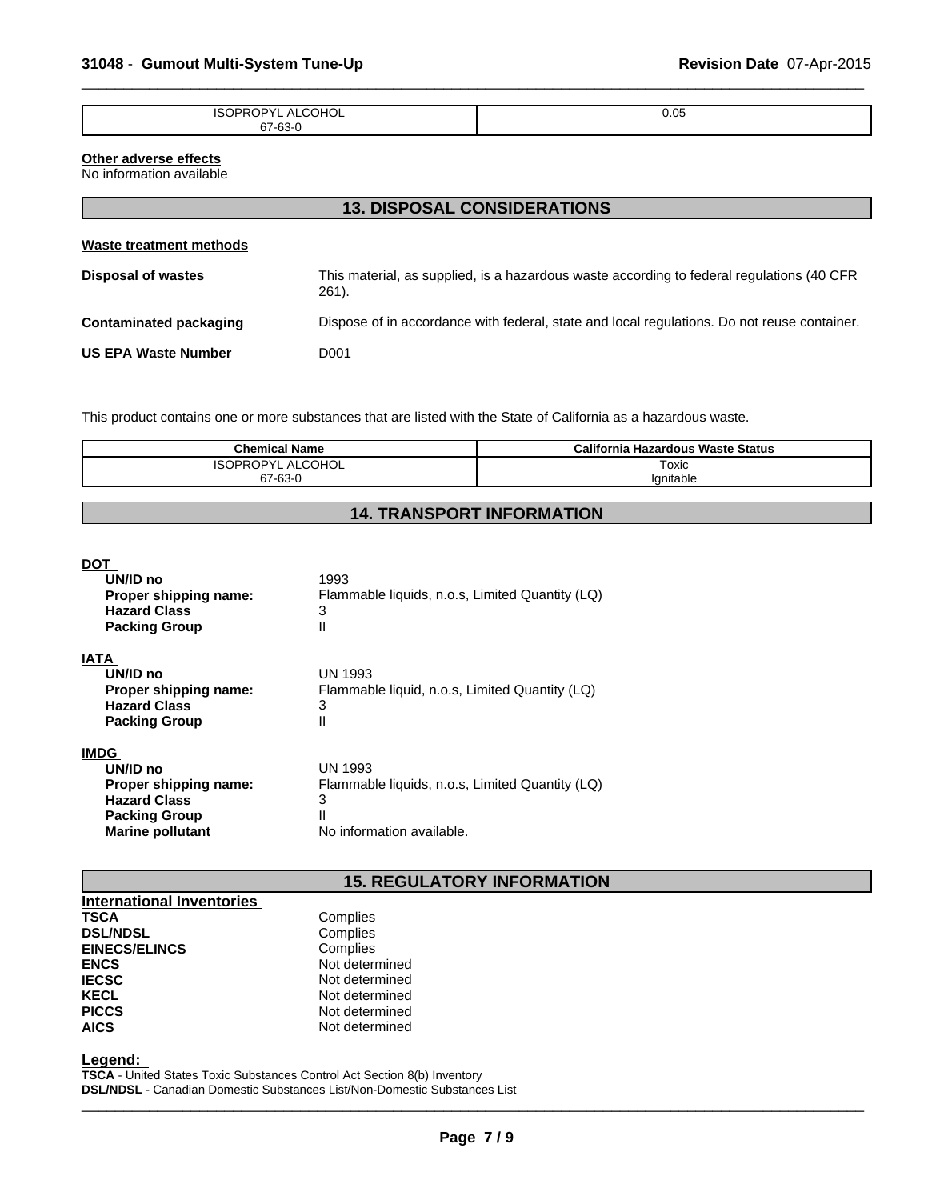| ISOPROPYL ALCOHOL 67-63-0 | 0.05 |
|---|---|

**Other adverse effects**

No information available

## 13. DISPOSAL CONSIDERATIONS

**Waste treatment methods**

**Disposal of wastes** This material, as supplied, is a hazardous waste according to federal regulations (40 CFR 261).

**Contaminated packaging** Dispose of in accordance with federal, state and local regulations. Do not reuse container.

**US EPA Waste Number** D001

This product contains one or more substances that are listed with the State of California as a hazardous waste.

| Chemical Name | California Hazardous Waste Status |
|---|---|
| ISOPROPYL ALCOHOL 67-63-0 | Toxic Ignitable |

## 14. TRANSPORT INFORMATION

**DOT**

- **UN/ID no** 1993
- **Proper shipping name:** Flammable liquids, n.o.s, Limited Quantity (LQ)
- **Hazard Class** 3
- **Packing Group** II

**IATA**

- **UN/ID no** UN 1993
- **Proper shipping name:** Flammable liquid, n.o.s, Limited Quantity (LQ)
- **Hazard Class** 3
- **Packing Group** II

**IMDG**

- **UN/ID no** UN 1993
- **Proper shipping name:** Flammable liquids, n.o.s, Limited Quantity (LQ)
- **Hazard Class** 3
- **Packing Group** II
- **Marine pollutant** No information available.

## 15. REGULATORY INFORMATION

**International Inventories**

| | |
|---|---|
| **TSCA** | Complies |
| **DSL/NDSL** | Complies |
| **EINECS/ELINCS** | Complies |
| **ENCS** | Not determined |
| **IECSC** | Not determined |
| **KECL** | Not determined |
| **PICCS** | Not determined |
| **AICS** | Not determined |

**Legend:**

**TSCA** - United States Toxic Substances Control Act Section 8(b) Inventory
**DSL/NDSL** - Canadian Domestic Substances List/Non-Domestic Substances List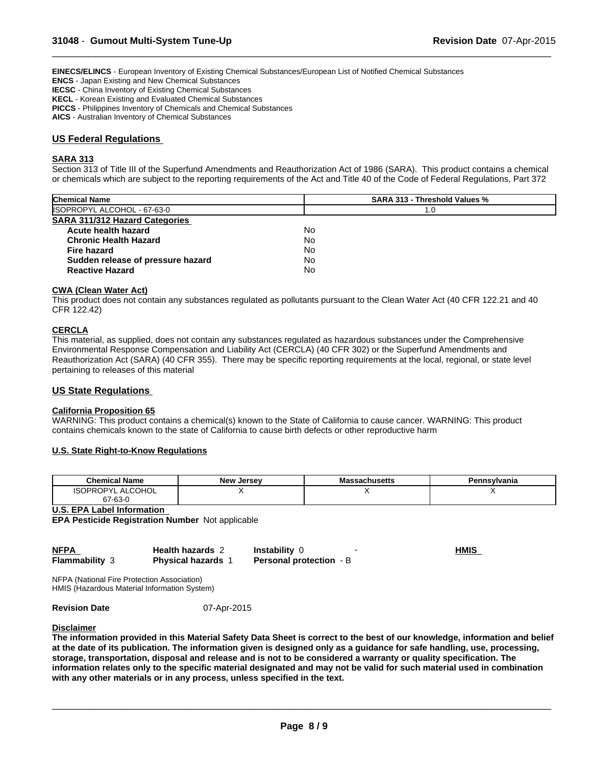**EINECS/ELINCS** - European Inventory of Existing Chemical Substances/European List of Notified Chemical Substances
**ENCS** - Japan Existing and New Chemical Substances
**IECSC** - China Inventory of Existing Chemical Substances
**KECL** - Korean Existing and Evaluated Chemical Substances
**PICCS** - Philippines Inventory of Chemicals and Chemical Substances
**AICS** - Australian Inventory of Chemical Substances

## US Federal Regulations

### SARA 313

Section 313 of Title III of the Superfund Amendments and Reauthorization Act of 1986 (SARA). This product contains a chemical or chemicals which are subject to the reporting requirements of the Act and Title 40 of the Code of Federal Regulations, Part 372

| Chemical Name | SARA 313 - Threshold Values % |
| --- | --- |
| ISOPROPYL ALCOHOL - 67-63-0 | 1.0 |

**SARA 311/312 Hazard Categories**

| | |
| --- | --- |
| **Acute health hazard** | No |
| **Chronic Health Hazard** | No |
| **Fire hazard** | No |
| **Sudden release of pressure hazard** | No |
| **Reactive Hazard** | No |

### CWA (Clean Water Act)

This product does not contain any substances regulated as pollutants pursuant to the Clean Water Act (40 CFR 122.21 and 40 CFR 122.42)

### CERCLA

This material, as supplied, does not contain any substances regulated as hazardous substances under the Comprehensive Environmental Response Compensation and Liability Act (CERCLA) (40 CFR 302) or the Superfund Amendments and Reauthorization Act (SARA) (40 CFR 355). There may be specific reporting requirements at the local, regional, or state level pertaining to releases of this material

## US State Regulations

### California Proposition 65

WARNING: This product contains a chemical(s) known to the State of California to cause cancer. WARNING: This product contains chemicals known to the state of California to cause birth defects or other reproductive harm

### U.S. State Right-to-Know Regulations

| Chemical Name | New Jersey | Massachusetts | Pennsylvania |
| --- | --- | --- | --- |
| ISOPROPYL ALCOHOL 67-63-0 | X | X | X |

**U.S. EPA Label Information**

**EPA Pesticide Registration Number** Not applicable

| **NFPA** | **Health hazards** 2 | **Instability** 0 | - | **HMIS** |
| --- | --- | --- | --- | --- |
| **Flammability** 3 | **Physical hazards** 1 | **Personal protection** - B | | |

NFPA (National Fire Protection Association)
HMIS (Hazardous Material Information System)

**Revision Date** 07-Apr-2015

### Disclaimer

**The information provided in this Material Safety Data Sheet is correct to the best of our knowledge, information and belief at the date of its publication. The information given is designed only as a guidance for safe handling, use, processing, storage, transportation, disposal and release and is not to be considered a warranty or quality specification. The information relates only to the specific material designated and may not be valid for such material used in combination with any other materials or in any process, unless specified in the text.**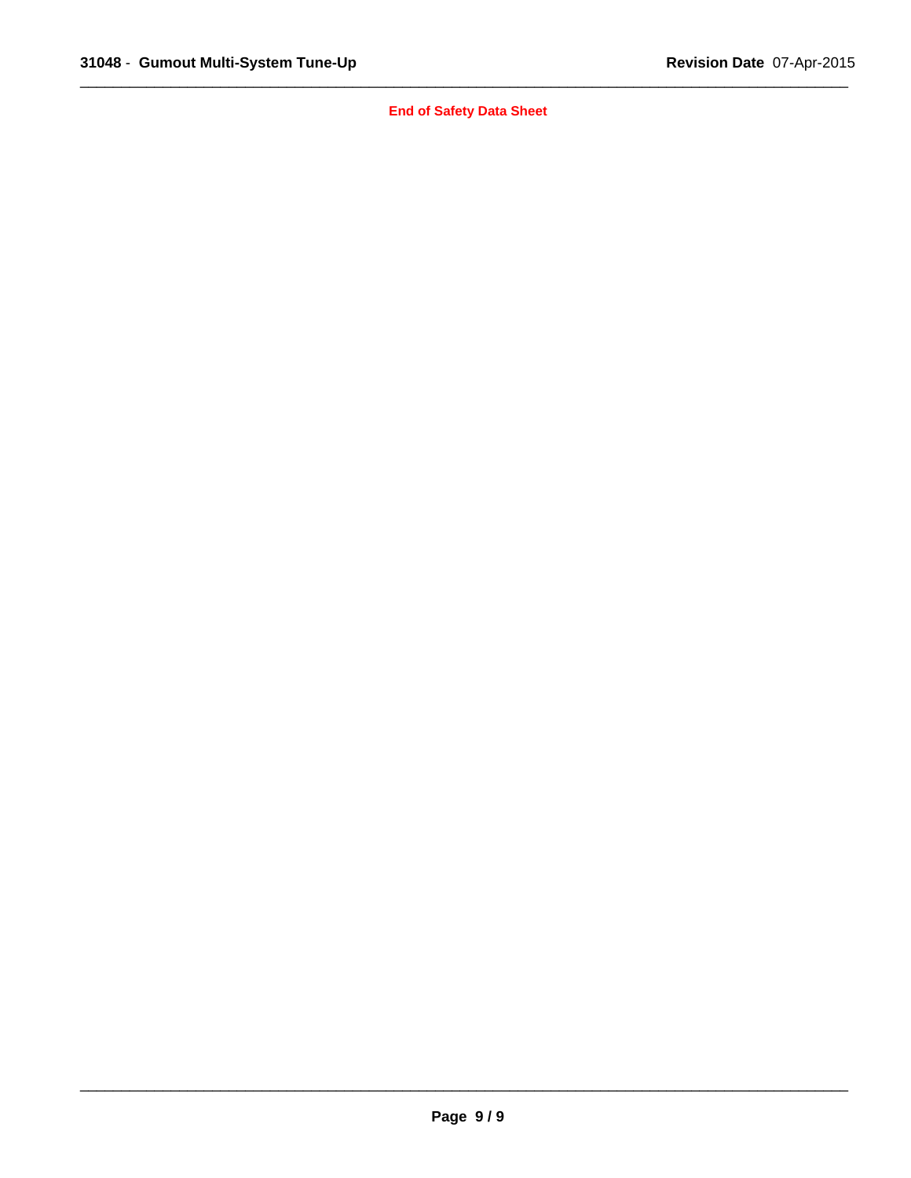**End of Safety Data Sheet**